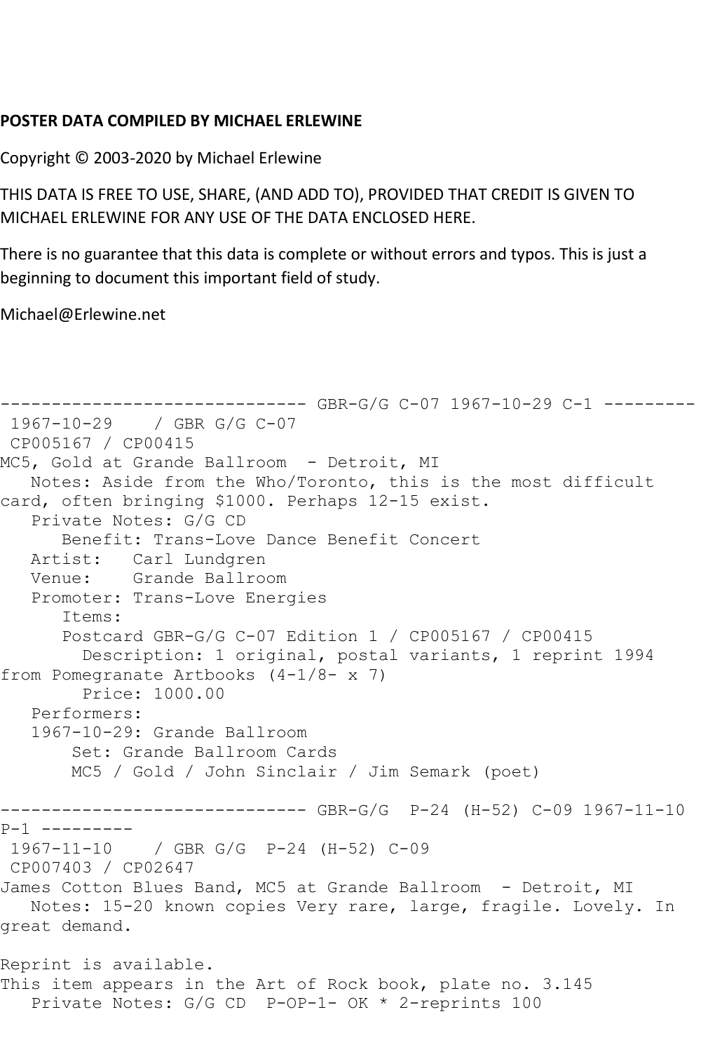**POSTER DATA COMPILED BY MICHAEL ERLEWINE**

Copyright © 2003-2020 by Michael Erlewine

THIS DATA IS FREE TO USE, SHARE, (AND ADD TO), PROVIDED THAT CREDIT IS GIVEN TO MICHAEL ERLEWINE FOR ANY USE OF THE DATA ENCLOSED HERE.

There is no guarantee that this data is complete or without errors and typos. This is just a beginning to document this important field of study.

Michael@Erlewine.net

```
------------------------------ GBR-G/G C-07 1967-10-29 C-1 ---------
 1967-10-29    / GBR G/G C-07
 CP005167 / CP00415
MC5, Gold at Grande Ballroom  - Detroit, MI
   Notes: Aside from the Who/Toronto, this is the most difficult
card, often bringing $1000. Perhaps 12-15 exist.
   Private Notes: G/G CD
      Benefit: Trans-Love Dance Benefit Concert
   Artist:   Carl Lundgren
   Venue:    Grande Ballroom
   Promoter: Trans-Love Energies
      Items:
      Postcard GBR-G/G C-07 Edition 1 / CP005167 / CP00415
        Description: 1 original, postal variants, 1 reprint 1994
from Pomegranate Artbooks (4-1/8- x 7)
        Price: 1000.00
   Performers:
   1967-10-29: Grande Ballroom
       Set: Grande Ballroom Cards
       MC5 / Gold / John Sinclair / Jim Semark (poet)

------------------------------ GBR-G/G  P-24 (H-52) C-09 1967-11-10
P-1 ---------
 1967-11-10    / GBR G/G  P-24 (H-52) C-09
 CP007403 / CP02647
James Cotton Blues Band, MC5 at Grande Ballroom  - Detroit, MI
   Notes: 15-20 known copies Very rare, large, fragile. Lovely. In
great demand.

Reprint is available.
This item appears in the Art of Rock book, plate no. 3.145
   Private Notes: G/G CD  P-OP-1- OK * 2-reprints 100
```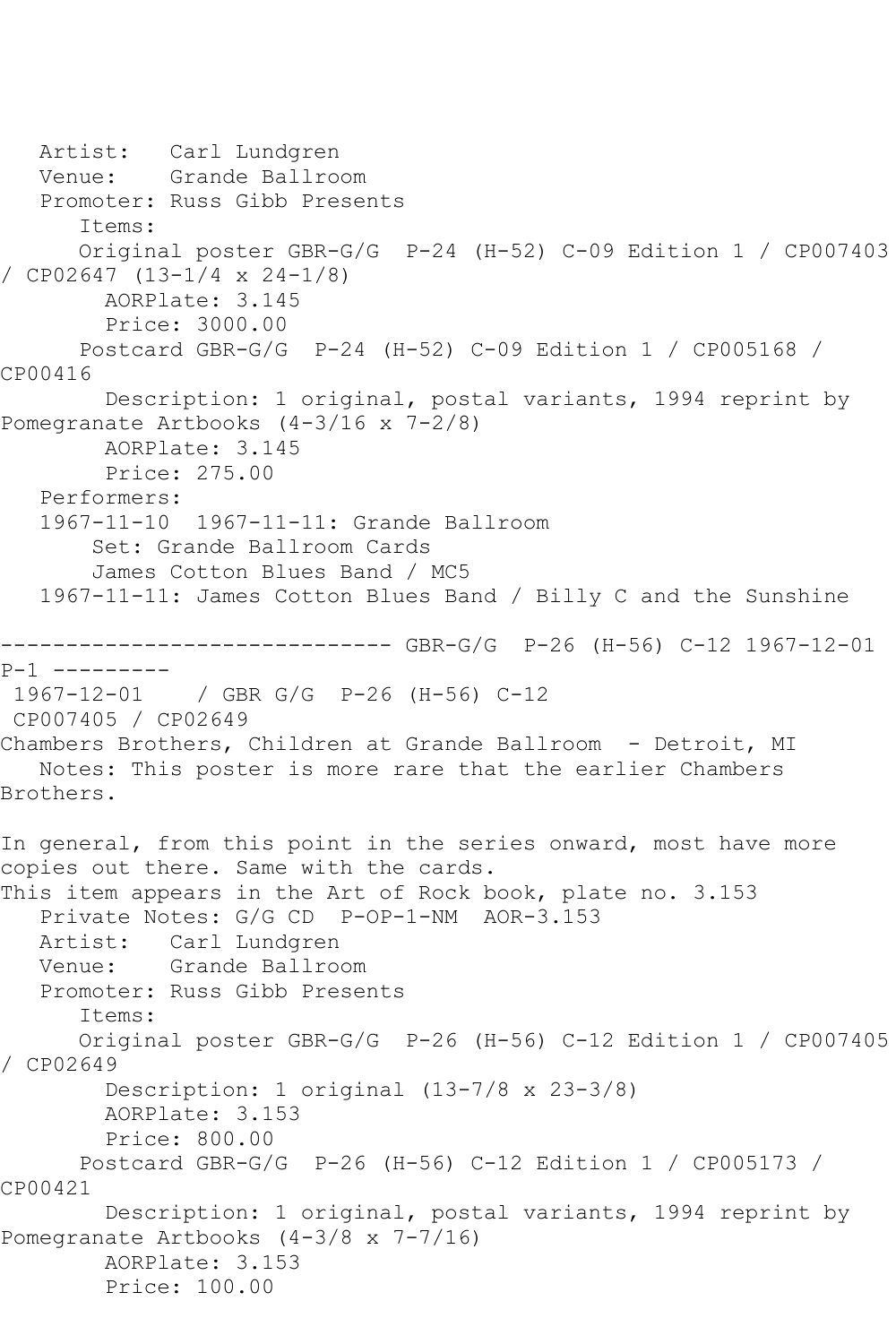Artist: Carl Lundgren
Venue: Grande Ballroom
Promoter: Russ Gibb Presents
Items:
Original poster GBR-G/G P-24 (H-52) C-09 Edition 1 / CP007403 / CP02647 (13-1/4 x 24-1/8)
AORPlate: 3.145
Price: 3000.00
Postcard GBR-G/G P-24 (H-52) C-09 Edition 1 / CP005168 / CP00416
Description: 1 original, postal variants, 1994 reprint by Pomegranate Artbooks (4-3/16 x 7-2/8)
AORPlate: 3.145
Price: 275.00
Performers:
1967-11-10 1967-11-11: Grande Ballroom
Set: Grande Ballroom Cards
James Cotton Blues Band / MC5
1967-11-11: James Cotton Blues Band / Billy C and the Sunshine

------------------------------ GBR-G/G P-26 (H-56) C-12 1967-12-01 P-1 ---------

1967-12-01 / GBR G/G P-26 (H-56) C-12
CP007405 / CP02649
Chambers Brothers, Children at Grande Ballroom - Detroit, MI
Notes: This poster is more rare that the earlier Chambers Brothers.

In general, from this point in the series onward, most have more copies out there. Same with the cards.
This item appears in the Art of Rock book, plate no. 3.153
Private Notes: G/G CD P-OP-1-NM AOR-3.153
Artist: Carl Lundgren
Venue: Grande Ballroom
Promoter: Russ Gibb Presents
Items:
Original poster GBR-G/G P-26 (H-56) C-12 Edition 1 / CP007405 / CP02649
Description: 1 original (13-7/8 x 23-3/8)
AORPlate: 3.153
Price: 800.00
Postcard GBR-G/G P-26 (H-56) C-12 Edition 1 / CP005173 / CP00421
Description: 1 original, postal variants, 1994 reprint by Pomegranate Artbooks (4-3/8 x 7-7/16)
AORPlate: 3.153
Price: 100.00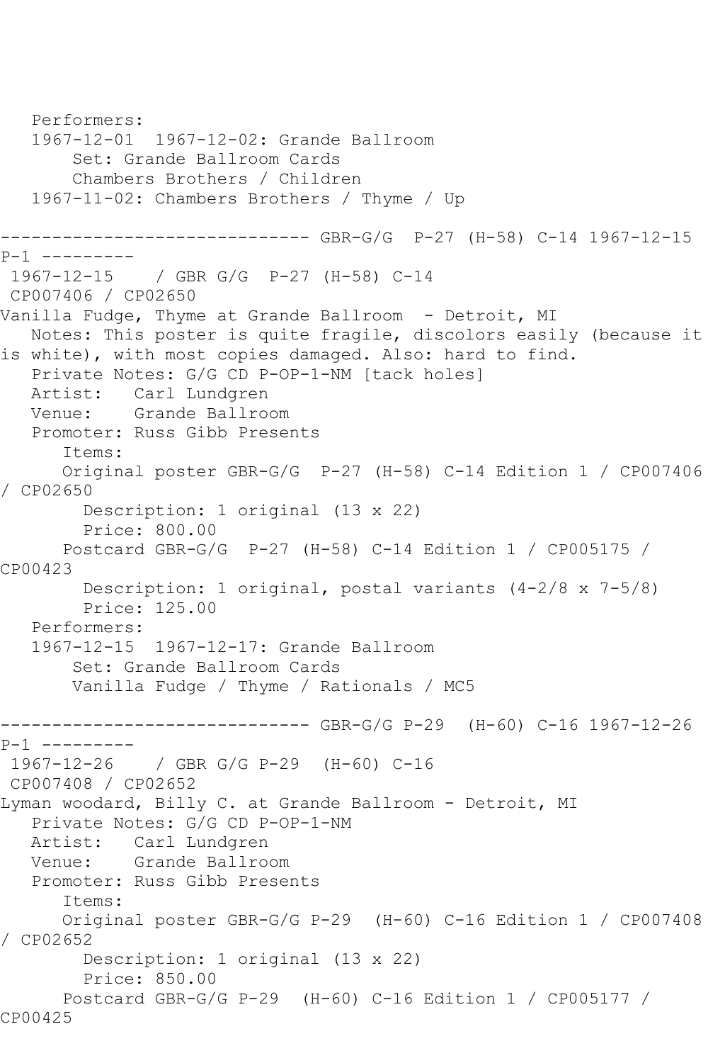Performers:
1967-12-01  1967-12-02: Grande Ballroom
Set: Grande Ballroom Cards
Chambers Brothers / Children
1967-11-02: Chambers Brothers / Thyme / Up

------------------------------ GBR-G/G  P-27 (H-58) C-14 1967-12-15 P-1 ---------

1967-12-15    / GBR G/G  P-27 (H-58) C-14
CP007406 / CP02650
Vanilla Fudge, Thyme at Grande Ballroom  - Detroit, MI
Notes: This poster is quite fragile, discolors easily (because it is white), with most copies damaged. Also: hard to find.
Private Notes: G/G CD P-OP-1-NM [tack holes]
Artist:   Carl Lundgren
Venue:    Grande Ballroom
Promoter: Russ Gibb Presents
Items:
Original poster GBR-G/G  P-27 (H-58) C-14 Edition 1 / CP007406 / CP02650
Description: 1 original (13 x 22)
Price: 800.00
Postcard GBR-G/G  P-27 (H-58) C-14 Edition 1 / CP005175 / CP00423
Description: 1 original, postal variants (4-2/8 x 7-5/8)
Price: 125.00
Performers:
1967-12-15  1967-12-17: Grande Ballroom
Set: Grande Ballroom Cards
Vanilla Fudge / Thyme / Rationals / MC5

------------------------------ GBR-G/G P-29  (H-60) C-16 1967-12-26 P-1 ---------

1967-12-26    / GBR G/G P-29  (H-60) C-16
CP007408 / CP02652
Lyman woodard, Billy C. at Grande Ballroom - Detroit, MI
Private Notes: G/G CD P-OP-1-NM
Artist:   Carl Lundgren
Venue:    Grande Ballroom
Promoter: Russ Gibb Presents
Items:
Original poster GBR-G/G P-29  (H-60) C-16 Edition 1 / CP007408 / CP02652
Description: 1 original (13 x 22)
Price: 850.00
Postcard GBR-G/G P-29  (H-60) C-16 Edition 1 / CP005177 / CP00425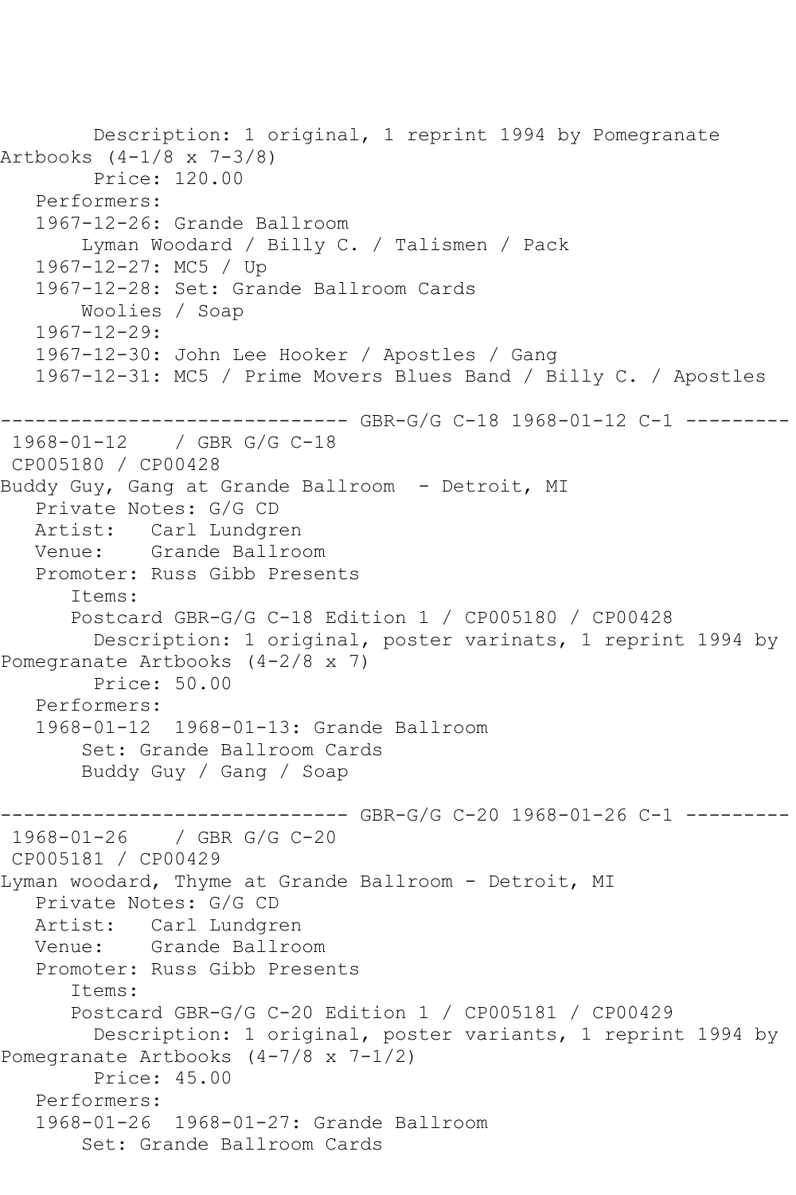Description: 1 original, 1 reprint 1994 by Pomegranate Artbooks (4-1/8 x 7-3/8)
Price: 120.00
Performers:
1967-12-26: Grande Ballroom
Lyman Woodard / Billy C. / Talismen / Pack
1967-12-27: MC5 / Up
1967-12-28: Set: Grande Ballroom Cards
Woolies / Soap
1967-12-29:
1967-12-30: John Lee Hooker / Apostles / Gang
1967-12-31: MC5 / Prime Movers Blues Band / Billy C. / Apostles

------------------------------ GBR-G/G C-18 1968-01-12 C-1 ---------

1968-01-12 / GBR G/G C-18
CP005180 / CP00428
Buddy Guy, Gang at Grande Ballroom - Detroit, MI
Private Notes: G/G CD
Artist: Carl Lundgren
Venue: Grande Ballroom
Promoter: Russ Gibb Presents
Items:
Postcard GBR-G/G C-18 Edition 1 / CP005180 / CP00428
Description: 1 original, poster varinats, 1 reprint 1994 by Pomegranate Artbooks (4-2/8 x 7)
Price: 50.00
Performers:
1968-01-12 1968-01-13: Grande Ballroom
Set: Grande Ballroom Cards
Buddy Guy / Gang / Soap

------------------------------ GBR-G/G C-20 1968-01-26 C-1 ---------

1968-01-26 / GBR G/G C-20
CP005181 / CP00429
Lyman woodard, Thyme at Grande Ballroom - Detroit, MI
Private Notes: G/G CD
Artist: Carl Lundgren
Venue: Grande Ballroom
Promoter: Russ Gibb Presents
Items:
Postcard GBR-G/G C-20 Edition 1 / CP005181 / CP00429
Description: 1 original, poster variants, 1 reprint 1994 by Pomegranate Artbooks (4-7/8 x 7-1/2)
Price: 45.00
Performers:
1968-01-26 1968-01-27: Grande Ballroom
Set: Grande Ballroom Cards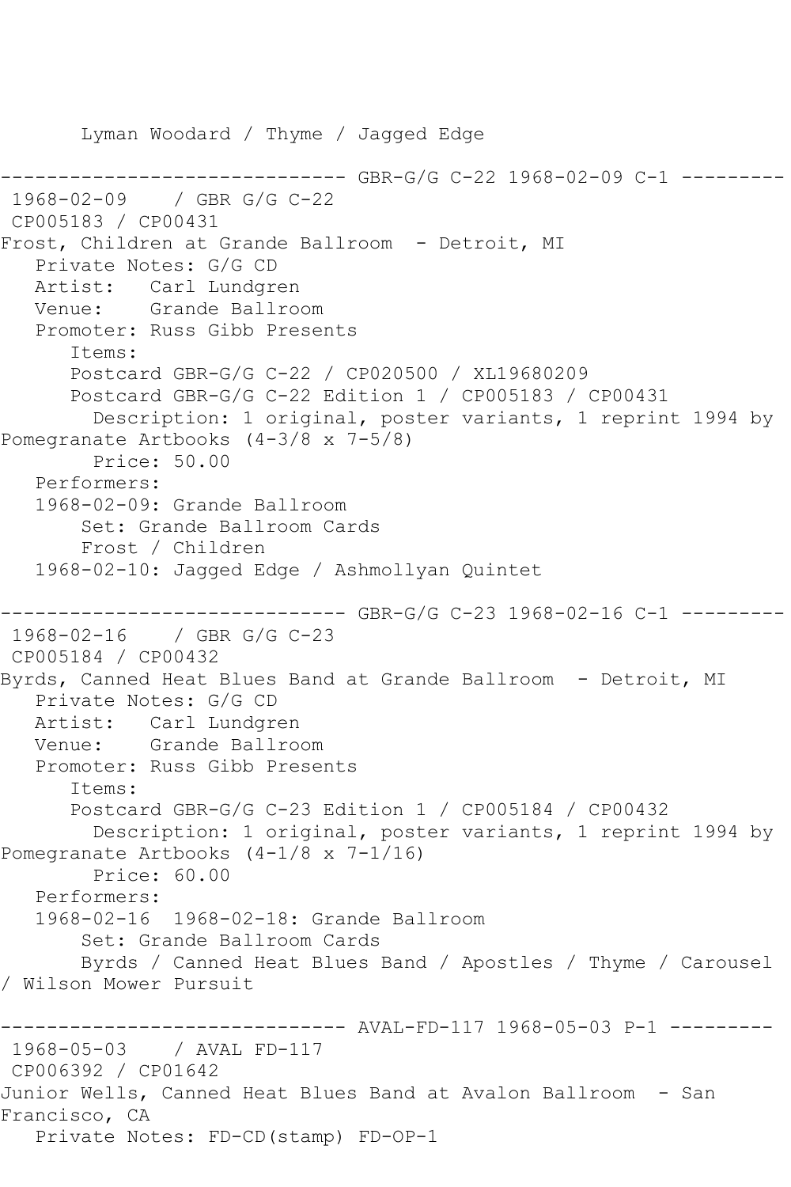Lyman Woodard / Thyme / Jagged Edge

------------------------------ GBR-G/G C-22 1968-02-09 C-1 ---------

1968-02-09 / GBR G/G C-22

CP005183 / CP00431

Frost, Children at Grande Ballroom - Detroit, MI

Private Notes: G/G CD

Artist: Carl Lundgren

Venue: Grande Ballroom

Promoter: Russ Gibb Presents

Items:

Postcard GBR-G/G C-22 / CP020500 / XL19680209

Postcard GBR-G/G C-22 Edition 1 / CP005183 / CP00431

Description: 1 original, poster variants, 1 reprint 1994 by Pomegranate Artbooks (4-3/8 x 7-5/8)

Price: 50.00

Performers:

1968-02-09: Grande Ballroom

Set: Grande Ballroom Cards

Frost / Children

1968-02-10: Jagged Edge / Ashmollyan Quintet

------------------------------ GBR-G/G C-23 1968-02-16 C-1 ---------

1968-02-16 / GBR G/G C-23

CP005184 / CP00432

Byrds, Canned Heat Blues Band at Grande Ballroom - Detroit, MI

Private Notes: G/G CD

Artist: Carl Lundgren

Venue: Grande Ballroom

Promoter: Russ Gibb Presents

Items:

Postcard GBR-G/G C-23 Edition 1 / CP005184 / CP00432

Description: 1 original, poster variants, 1 reprint 1994 by Pomegranate Artbooks (4-1/8 x 7-1/16)

Price: 60.00

Performers:

1968-02-16 1968-02-18: Grande Ballroom

Set: Grande Ballroom Cards

Byrds / Canned Heat Blues Band / Apostles / Thyme / Carousel / Wilson Mower Pursuit

------------------------------ AVAL-FD-117 1968-05-03 P-1 ---------

1968-05-03 / AVAL FD-117

CP006392 / CP01642

Junior Wells, Canned Heat Blues Band at Avalon Ballroom - San Francisco, CA

Private Notes: FD-CD(stamp) FD-OP-1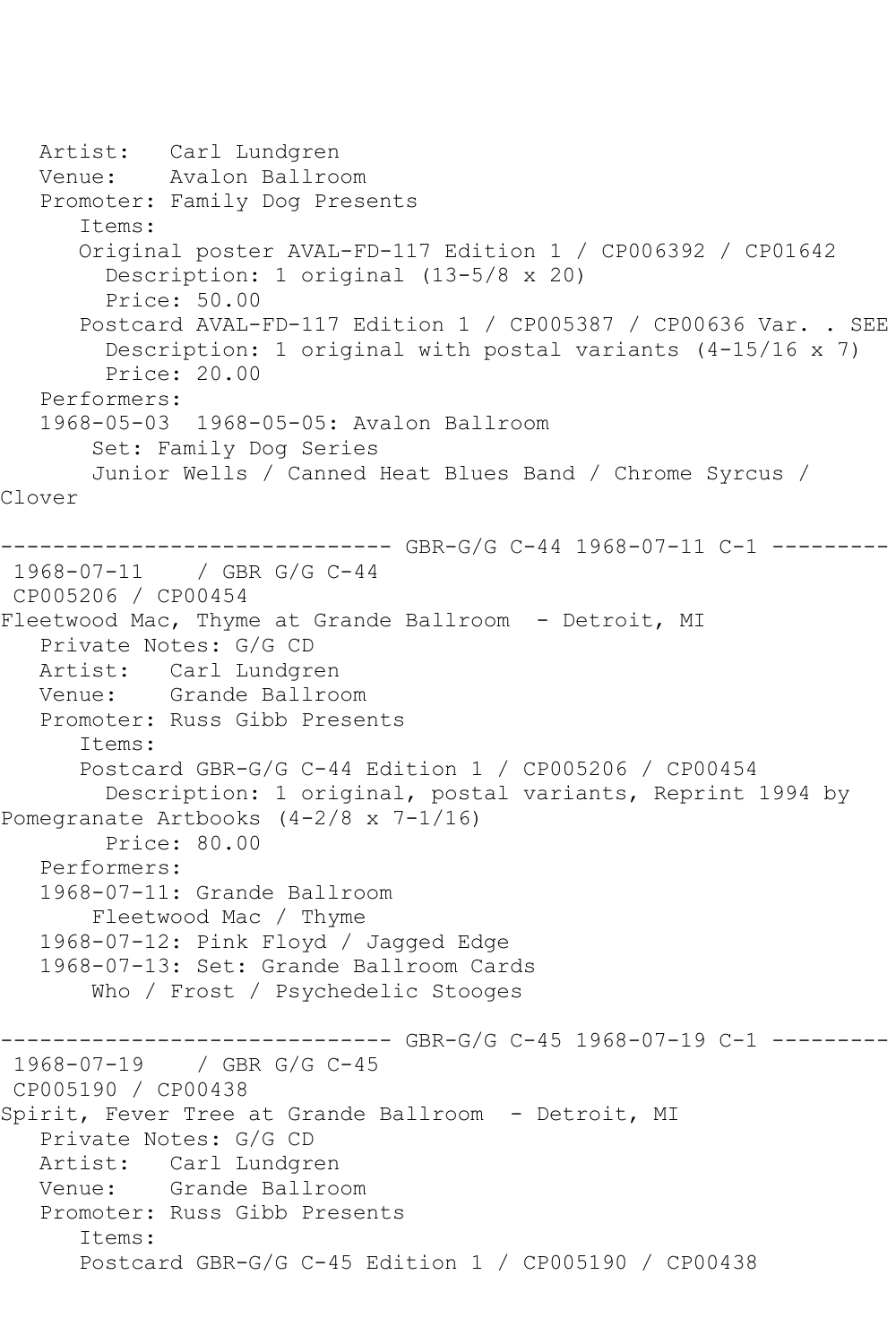Artist: Carl Lundgren
Venue: Avalon Ballroom
Promoter: Family Dog Presents
Items:
Original poster AVAL-FD-117 Edition 1 / CP006392 / CP01642
Description: 1 original (13-5/8 x 20)
Price: 50.00
Postcard AVAL-FD-117 Edition 1 / CP005387 / CP00636 Var. . SEE
Description: 1 original with postal variants (4-15/16 x 7)
Price: 20.00
Performers:
1968-05-03 1968-05-05: Avalon Ballroom
Set: Family Dog Series
Junior Wells / Canned Heat Blues Band / Chrome Syrcus / Clover

------------------------------ GBR-G/G C-44 1968-07-11 C-1 ---------

1968-07-11 / GBR G/G C-44
CP005206 / CP00454
Fleetwood Mac, Thyme at Grande Ballroom - Detroit, MI
Private Notes: G/G CD
Artist: Carl Lundgren
Venue: Grande Ballroom
Promoter: Russ Gibb Presents
Items:
Postcard GBR-G/G C-44 Edition 1 / CP005206 / CP00454
Description: 1 original, postal variants, Reprint 1994 by Pomegranate Artbooks (4-2/8 x 7-1/16)
Price: 80.00
Performers:
1968-07-11: Grande Ballroom
Fleetwood Mac / Thyme
1968-07-12: Pink Floyd / Jagged Edge
1968-07-13: Set: Grande Ballroom Cards
Who / Frost / Psychedelic Stooges

------------------------------ GBR-G/G C-45 1968-07-19 C-1 ---------

1968-07-19 / GBR G/G C-45
CP005190 / CP00438
Spirit, Fever Tree at Grande Ballroom - Detroit, MI
Private Notes: G/G CD
Artist: Carl Lundgren
Venue: Grande Ballroom
Promoter: Russ Gibb Presents
Items:
Postcard GBR-G/G C-45 Edition 1 / CP005190 / CP00438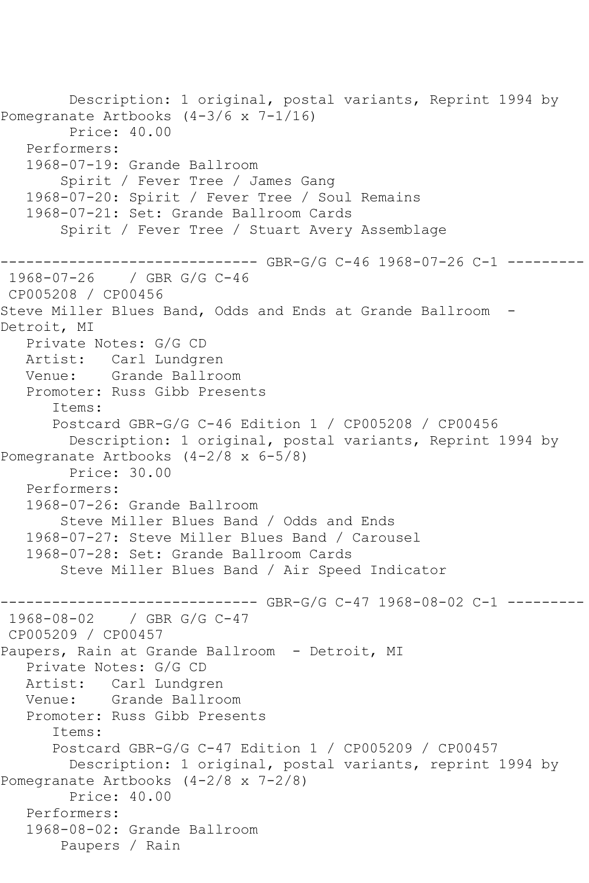Description: 1 original, postal variants, Reprint 1994 by Pomegranate Artbooks (4-3/6 x 7-1/16)
Price: 40.00
Performers:
1968-07-19: Grande Ballroom
Spirit / Fever Tree / James Gang
1968-07-20: Spirit / Fever Tree / Soul Remains
1968-07-21: Set: Grande Ballroom Cards
Spirit / Fever Tree / Stuart Avery Assemblage

------------------------------ GBR-G/G C-46 1968-07-26 C-1 ---------
1968-07-26 / GBR G/G C-46
CP005208 / CP00456
Steve Miller Blues Band, Odds and Ends at Grande Ballroom - Detroit, MI
Private Notes: G/G CD
Artist: Carl Lundgren
Venue: Grande Ballroom
Promoter: Russ Gibb Presents
Items:
Postcard GBR-G/G C-46 Edition 1 / CP005208 / CP00456
Description: 1 original, postal variants, Reprint 1994 by Pomegranate Artbooks (4-2/8 x 6-5/8)
Price: 30.00
Performers:
1968-07-26: Grande Ballroom
Steve Miller Blues Band / Odds and Ends
1968-07-27: Steve Miller Blues Band / Carousel
1968-07-28: Set: Grande Ballroom Cards
Steve Miller Blues Band / Air Speed Indicator

------------------------------ GBR-G/G C-47 1968-08-02 C-1 ---------
1968-08-02 / GBR G/G C-47
CP005209 / CP00457
Paupers, Rain at Grande Ballroom - Detroit, MI
Private Notes: G/G CD
Artist: Carl Lundgren
Venue: Grande Ballroom
Promoter: Russ Gibb Presents
Items:
Postcard GBR-G/G C-47 Edition 1 / CP005209 / CP00457
Description: 1 original, postal variants, reprint 1994 by Pomegranate Artbooks (4-2/8 x 7-2/8)
Price: 40.00
Performers:
1968-08-02: Grande Ballroom
Paupers / Rain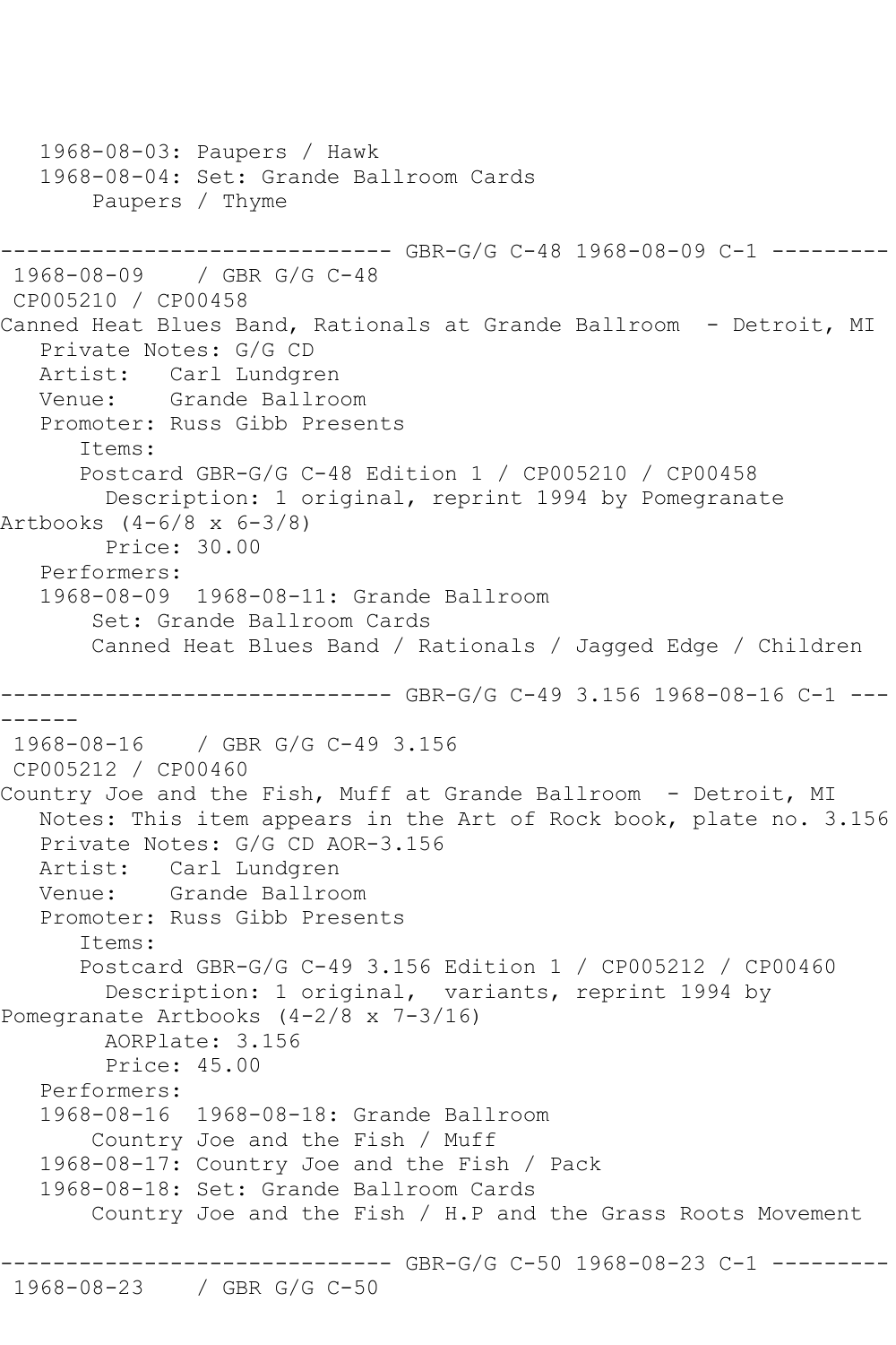```
   1968-08-03: Paupers / Hawk
   1968-08-04: Set: Grande Ballroom Cards
       Paupers / Thyme

------------------------------ GBR-G/G C-48 1968-08-09 C-1 ---------
 1968-08-09    / GBR G/G C-48
 CP005210 / CP00458
Canned Heat Blues Band, Rationals at Grande Ballroom  - Detroit, MI
   Private Notes: G/G CD
   Artist:   Carl Lundgren
   Venue:    Grande Ballroom
   Promoter: Russ Gibb Presents
      Items:
      Postcard GBR-G/G C-48 Edition 1 / CP005210 / CP00458
        Description: 1 original, reprint 1994 by Pomegranate
Artbooks (4-6/8 x 6-3/8)
        Price: 30.00
   Performers:
   1968-08-09  1968-08-11: Grande Ballroom
       Set: Grande Ballroom Cards
       Canned Heat Blues Band / Rationals / Jagged Edge / Children

------------------------------ GBR-G/G C-49 3.156 1968-08-16 C-1 ---
------
 1968-08-16    / GBR G/G C-49 3.156
 CP005212 / CP00460
Country Joe and the Fish, Muff at Grande Ballroom  - Detroit, MI
   Notes: This item appears in the Art of Rock book, plate no. 3.156
   Private Notes: G/G CD AOR-3.156
   Artist:   Carl Lundgren
   Venue:    Grande Ballroom
   Promoter: Russ Gibb Presents
      Items:
      Postcard GBR-G/G C-49 3.156 Edition 1 / CP005212 / CP00460
        Description: 1 original,  variants, reprint 1994 by
Pomegranate Artbooks (4-2/8 x 7-3/16)
        AORPlate: 3.156
        Price: 45.00
   Performers:
   1968-08-16  1968-08-18: Grande Ballroom
       Country Joe and the Fish / Muff
   1968-08-17: Country Joe and the Fish / Pack
   1968-08-18: Set: Grande Ballroom Cards
       Country Joe and the Fish / H.P and the Grass Roots Movement

------------------------------ GBR-G/G C-50 1968-08-23 C-1 ---------
 1968-08-23    / GBR G/G C-50
```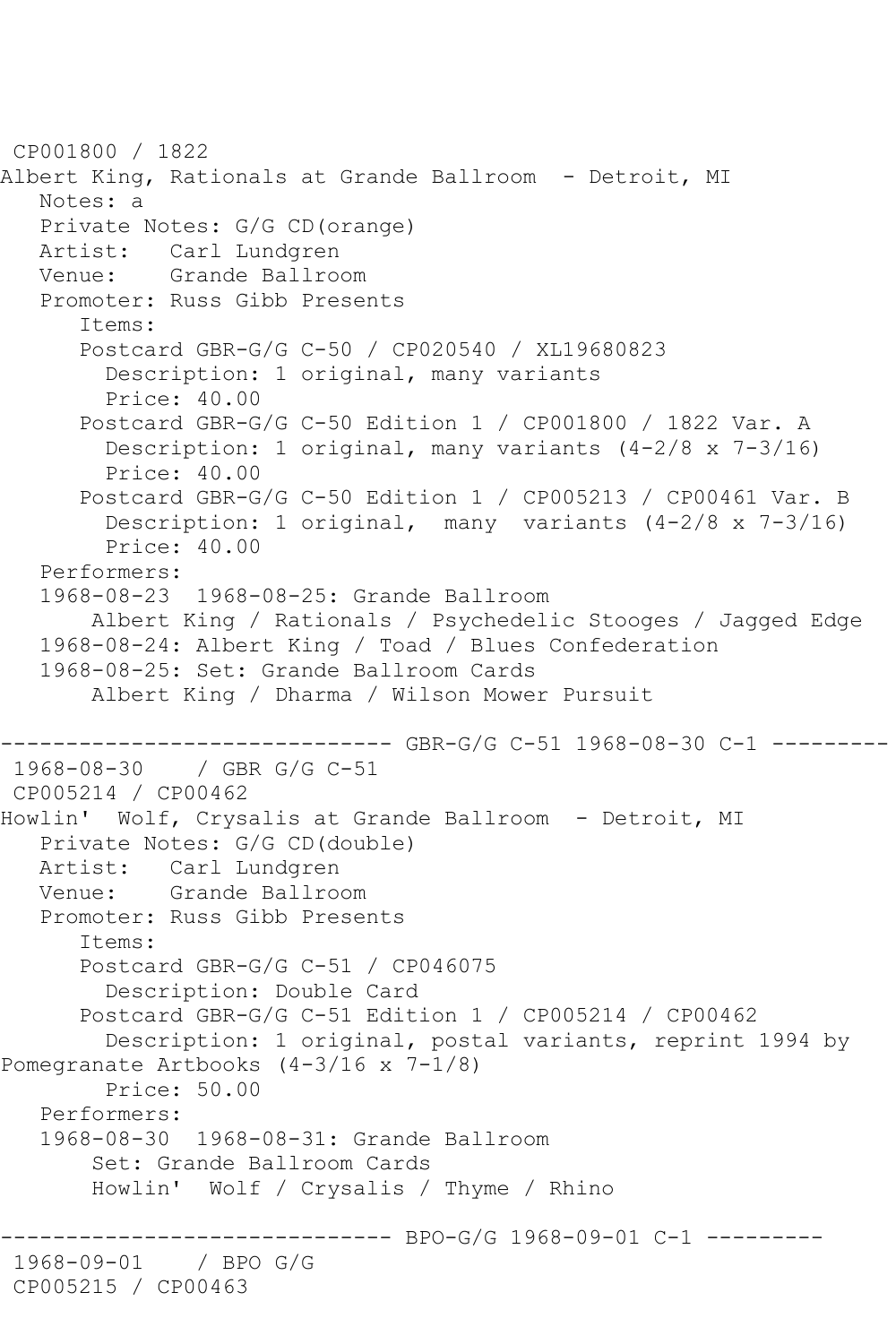CP001800 / 1822
Albert King, Rationals at Grande Ballroom - Detroit, MI
   Notes: a
   Private Notes: G/G CD(orange)
   Artist: Carl Lundgren
   Venue: Grande Ballroom
   Promoter: Russ Gibb Presents
      Items:
      Postcard GBR-G/G C-50 / CP020540 / XL19680823
        Description: 1 original, many variants
        Price: 40.00
      Postcard GBR-G/G C-50 Edition 1 / CP001800 / 1822 Var. A
        Description: 1 original, many variants (4-2/8 x 7-3/16)
        Price: 40.00
      Postcard GBR-G/G C-50 Edition 1 / CP005213 / CP00461 Var. B
        Description: 1 original, many variants (4-2/8 x 7-3/16)
        Price: 40.00
   Performers:
   1968-08-23 1968-08-25: Grande Ballroom
       Albert King / Rationals / Psychedelic Stooges / Jagged Edge
   1968-08-24: Albert King / Toad / Blues Confederation
   1968-08-25: Set: Grande Ballroom Cards
       Albert King / Dharma / Wilson Mower Pursuit

------------------------------ GBR-G/G C-51 1968-08-30 C-1 ---------
1968-08-30 / GBR G/G C-51
CP005214 / CP00462
Howlin' Wolf, Crysalis at Grande Ballroom - Detroit, MI
   Private Notes: G/G CD(double)
   Artist: Carl Lundgren
   Venue: Grande Ballroom
   Promoter: Russ Gibb Presents
      Items:
      Postcard GBR-G/G C-51 / CP046075
        Description: Double Card
      Postcard GBR-G/G C-51 Edition 1 / CP005214 / CP00462
        Description: 1 original, postal variants, reprint 1994 by Pomegranate Artbooks (4-3/16 x 7-1/8)
        Price: 50.00
   Performers:
   1968-08-30 1968-08-31: Grande Ballroom
       Set: Grande Ballroom Cards
       Howlin' Wolf / Crysalis / Thyme / Rhino

------------------------------ BPO-G/G 1968-09-01 C-1 ---------
1968-09-01 / BPO G/G
CP005215 / CP00463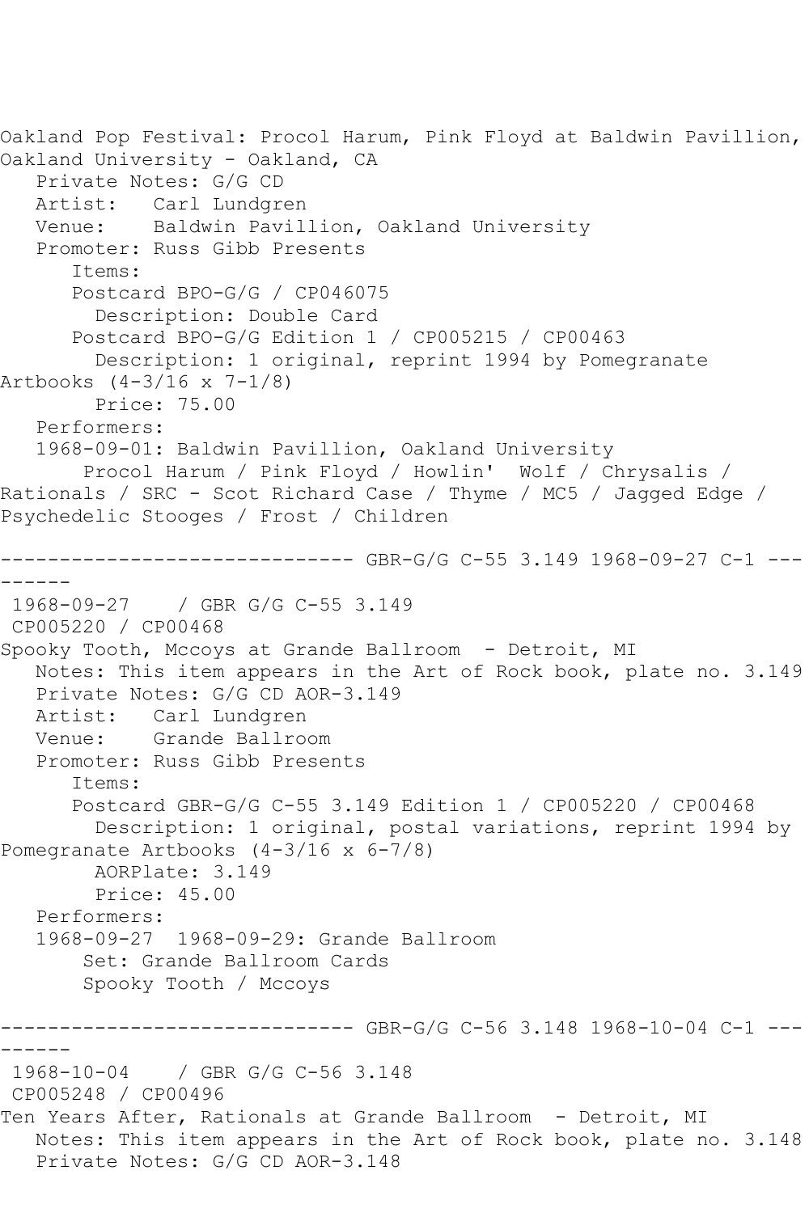Oakland Pop Festival: Procol Harum, Pink Floyd at Baldwin Pavillion, Oakland University - Oakland, CA
   Private Notes: G/G CD
   Artist:   Carl Lundgren
   Venue:    Baldwin Pavillion, Oakland University
   Promoter: Russ Gibb Presents
      Items:
      Postcard BPO-G/G / CP046075
        Description: Double Card
      Postcard BPO-G/G Edition 1 / CP005215 / CP00463
        Description: 1 original, reprint 1994 by Pomegranate Artbooks (4-3/16 x 7-1/8)
        Price: 75.00
   Performers:
   1968-09-01: Baldwin Pavillion, Oakland University
       Procol Harum / Pink Floyd / Howlin'  Wolf / Chrysalis / Rationals / SRC - Scot Richard Case / Thyme / MC5 / Jagged Edge / Psychedelic Stooges / Frost / Children

------------------------------ GBR-G/G C-55 3.149 1968-09-27 C-1 ---------

 1968-09-27    / GBR G/G C-55 3.149
 CP005220 / CP00468
Spooky Tooth, Mccoys at Grande Ballroom  - Detroit, MI
   Notes: This item appears in the Art of Rock book, plate no. 3.149
   Private Notes: G/G CD AOR-3.149
   Artist:   Carl Lundgren
   Venue:    Grande Ballroom
   Promoter: Russ Gibb Presents
      Items:
      Postcard GBR-G/G C-55 3.149 Edition 1 / CP005220 / CP00468
        Description: 1 original, postal variations, reprint 1994 by Pomegranate Artbooks (4-3/16 x 6-7/8)
        AORPlate: 3.149
        Price: 45.00
   Performers:
   1968-09-27  1968-09-29: Grande Ballroom
       Set: Grande Ballroom Cards
       Spooky Tooth / Mccoys

------------------------------ GBR-G/G C-56 3.148 1968-10-04 C-1 ---------

 1968-10-04    / GBR G/G C-56 3.148
 CP005248 / CP00496
Ten Years After, Rationals at Grande Ballroom  - Detroit, MI
   Notes: This item appears in the Art of Rock book, plate no. 3.148
   Private Notes: G/G CD AOR-3.148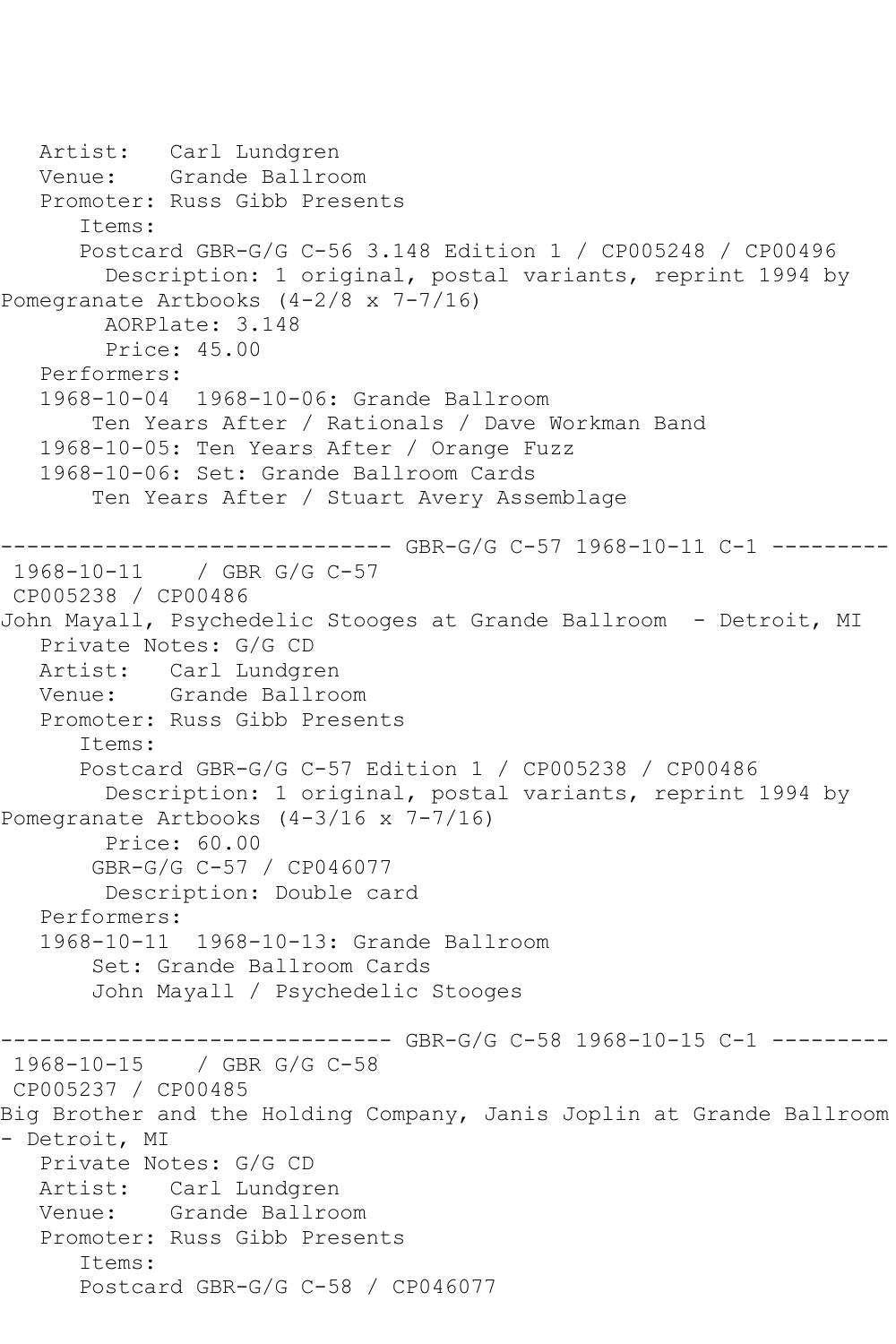```
   Artist:   Carl Lundgren
   Venue:    Grande Ballroom
   Promoter: Russ Gibb Presents
      Items:
      Postcard GBR-G/G C-56 3.148 Edition 1 / CP005248 / CP00496
        Description: 1 original, postal variants, reprint 1994 by
Pomegranate Artbooks (4-2/8 x 7-7/16)
        AORPlate: 3.148
        Price: 45.00
   Performers:
   1968-10-04  1968-10-06: Grande Ballroom
       Ten Years After / Rationals / Dave Workman Band
   1968-10-05: Ten Years After / Orange Fuzz
   1968-10-06: Set: Grande Ballroom Cards
       Ten Years After / Stuart Avery Assemblage

------------------------------ GBR-G/G C-57 1968-10-11 C-1 ---------
 1968-10-11    / GBR G/G C-57
 CP005238 / CP00486
John Mayall, Psychedelic Stooges at Grande Ballroom  - Detroit, MI
   Private Notes: G/G CD
   Artist:   Carl Lundgren
   Venue:    Grande Ballroom
   Promoter: Russ Gibb Presents
      Items:
      Postcard GBR-G/G C-57 Edition 1 / CP005238 / CP00486
        Description: 1 original, postal variants, reprint 1994 by
Pomegranate Artbooks (4-3/16 x 7-7/16)
        Price: 60.00
       GBR-G/G C-57 / CP046077
        Description: Double card
   Performers:
   1968-10-11  1968-10-13: Grande Ballroom
       Set: Grande Ballroom Cards
       John Mayall / Psychedelic Stooges

------------------------------ GBR-G/G C-58 1968-10-15 C-1 ---------
 1968-10-15    / GBR G/G C-58
 CP005237 / CP00485
Big Brother and the Holding Company, Janis Joplin at Grande Ballroom
- Detroit, MI
   Private Notes: G/G CD
   Artist:   Carl Lundgren
   Venue:    Grande Ballroom
   Promoter: Russ Gibb Presents
      Items:
      Postcard GBR-G/G C-58 / CP046077
```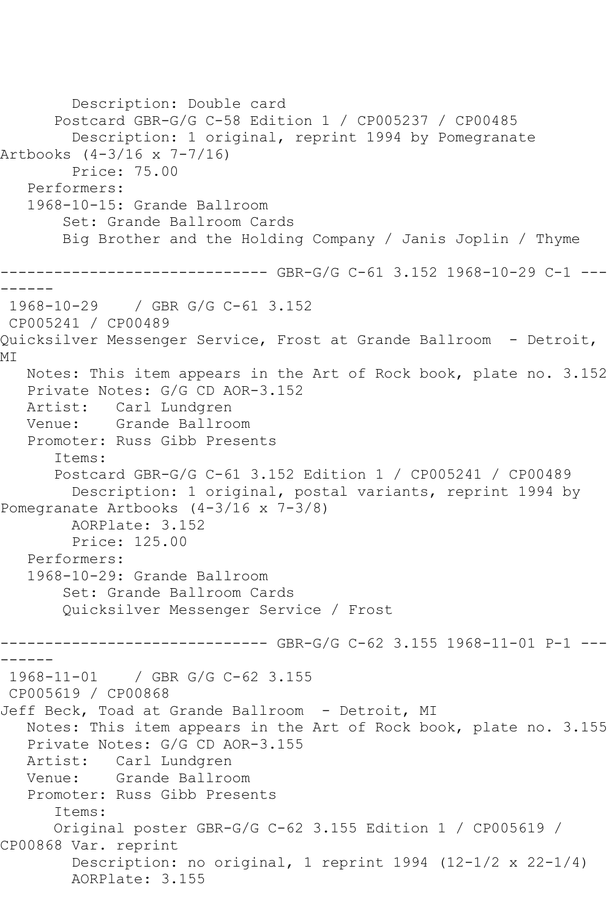Description: Double card
Postcard GBR-G/G C-58 Edition 1 / CP005237 / CP00485
Description: 1 original, reprint 1994 by Pomegranate Artbooks (4-3/16 x 7-7/16)
Price: 75.00
Performers:
1968-10-15: Grande Ballroom
Set: Grande Ballroom Cards
Big Brother and the Holding Company / Janis Joplin / Thyme

------------------------------ GBR-G/G C-61 3.152 1968-10-29 C-1 ---------

1968-10-29 / GBR G/G C-61 3.152
CP005241 / CP00489
Quicksilver Messenger Service, Frost at Grande Ballroom - Detroit, MI
Notes: This item appears in the Art of Rock book, plate no. 3.152
Private Notes: G/G CD AOR-3.152
Artist: Carl Lundgren
Venue: Grande Ballroom
Promoter: Russ Gibb Presents
Items:
Postcard GBR-G/G C-61 3.152 Edition 1 / CP005241 / CP00489
Description: 1 original, postal variants, reprint 1994 by Pomegranate Artbooks (4-3/16 x 7-3/8)
AORPlate: 3.152
Price: 125.00
Performers:
1968-10-29: Grande Ballroom
Set: Grande Ballroom Cards
Quicksilver Messenger Service / Frost

------------------------------ GBR-G/G C-62 3.155 1968-11-01 P-1 ---------

1968-11-01 / GBR G/G C-62 3.155
CP005619 / CP00868
Jeff Beck, Toad at Grande Ballroom - Detroit, MI
Notes: This item appears in the Art of Rock book, plate no. 3.155
Private Notes: G/G CD AOR-3.155
Artist: Carl Lundgren
Venue: Grande Ballroom
Promoter: Russ Gibb Presents
Items:
Original poster GBR-G/G C-62 3.155 Edition 1 / CP005619 / CP00868 Var. reprint
Description: no original, 1 reprint 1994 (12-1/2 x 22-1/4)
AORPlate: 3.155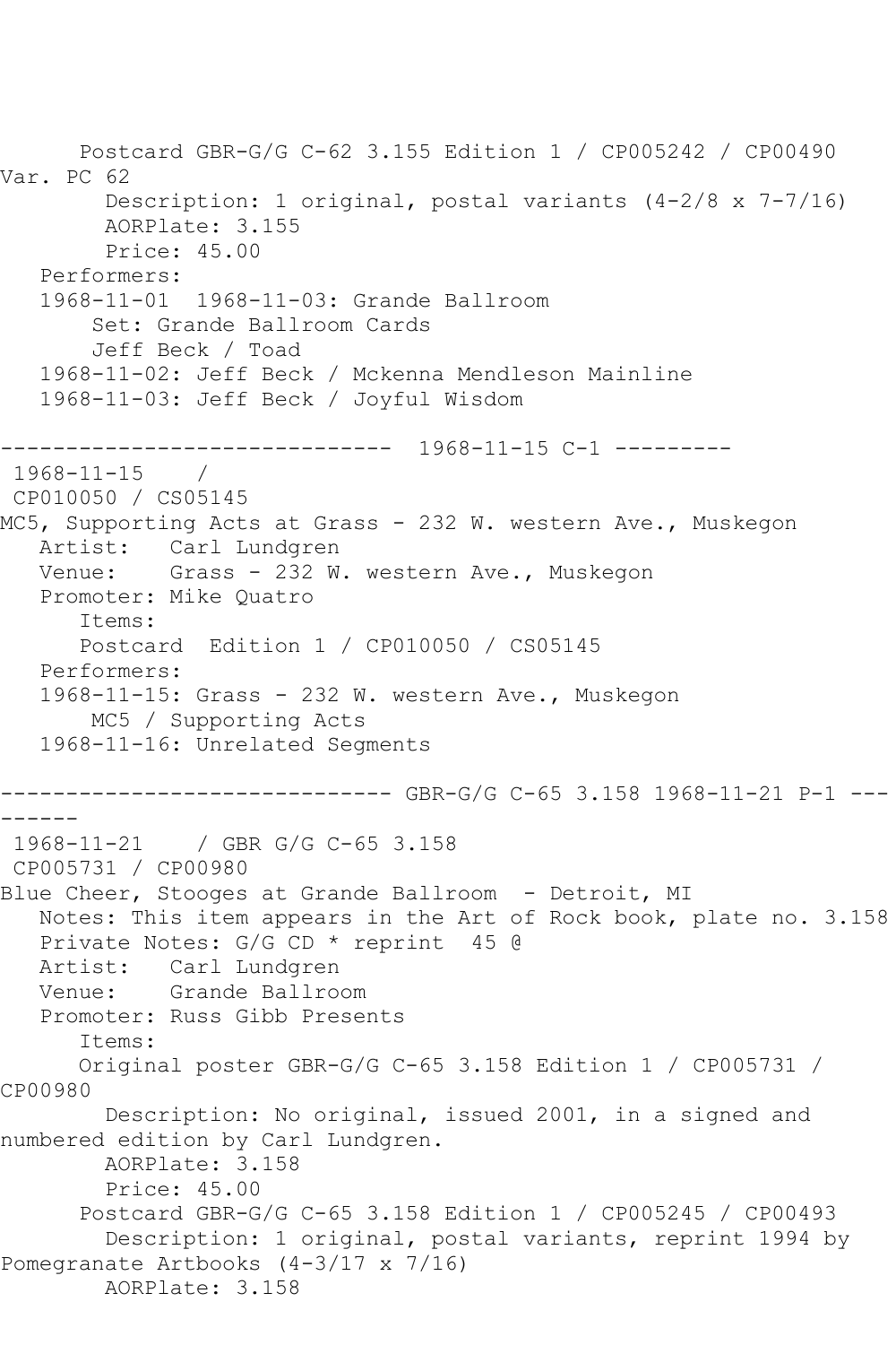Postcard GBR-G/G C-62 3.155 Edition 1 / CP005242 / CP00490 Var. PC 62

Description: 1 original, postal variants (4-2/8 x 7-7/16)

AORPlate: 3.155

Price: 45.00

Performers:

1968-11-01 1968-11-03: Grande Ballroom

Set: Grande Ballroom Cards

Jeff Beck / Toad

1968-11-02: Jeff Beck / Mckenna Mendleson Mainline

1968-11-03: Jeff Beck / Joyful Wisdom

------------------------------ 1968-11-15 C-1 ---------

1968-11-15 /

CP010050 / CS05145

MC5, Supporting Acts at Grass - 232 W. western Ave., Muskegon

Artist: Carl Lundgren

Venue: Grass - 232 W. western Ave., Muskegon

Promoter: Mike Quatro

Items:

Postcard Edition 1 / CP010050 / CS05145

Performers:

1968-11-15: Grass - 232 W. western Ave., Muskegon

MC5 / Supporting Acts

1968-11-16: Unrelated Segments

------------------------------ GBR-G/G C-65 3.158 1968-11-21 P-1 ---------

1968-11-21 / GBR G/G C-65 3.158

CP005731 / CP00980

Blue Cheer, Stooges at Grande Ballroom - Detroit, MI

Notes: This item appears in the Art of Rock book, plate no. 3.158

Private Notes: G/G CD * reprint 45 @

Artist: Carl Lundgren

Venue: Grande Ballroom

Promoter: Russ Gibb Presents

Items:

Original poster GBR-G/G C-65 3.158 Edition 1 / CP005731 / CP00980

Description: No original, issued 2001, in a signed and numbered edition by Carl Lundgren.

AORPlate: 3.158

Price: 45.00

Postcard GBR-G/G C-65 3.158 Edition 1 / CP005245 / CP00493

Description: 1 original, postal variants, reprint 1994 by Pomegranate Artbooks (4-3/17 x 7/16)

AORPlate: 3.158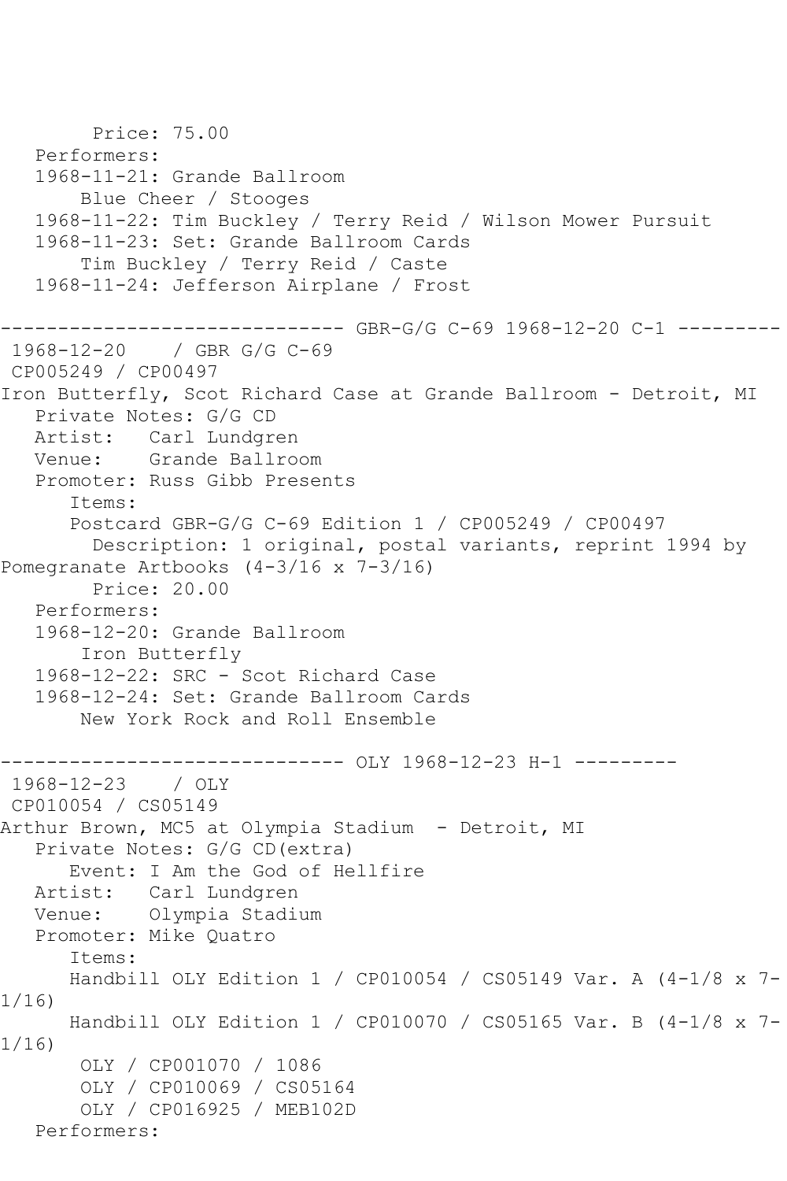Price: 75.00
Performers:
1968-11-21: Grande Ballroom
Blue Cheer / Stooges
1968-11-22: Tim Buckley / Terry Reid / Wilson Mower Pursuit
1968-11-23: Set: Grande Ballroom Cards
Tim Buckley / Terry Reid / Caste
1968-11-24: Jefferson Airplane / Frost

------------------------------ GBR-G/G C-69 1968-12-20 C-1 ---------

1968-12-20 / GBR G/G C-69
CP005249 / CP00497
Iron Butterfly, Scot Richard Case at Grande Ballroom - Detroit, MI
Private Notes: G/G CD
Artist: Carl Lundgren
Venue: Grande Ballroom
Promoter: Russ Gibb Presents
Items:
Postcard GBR-G/G C-69 Edition 1 / CP005249 / CP00497
Description: 1 original, postal variants, reprint 1994 by Pomegranate Artbooks (4-3/16 x 7-3/16)
Price: 20.00
Performers:
1968-12-20: Grande Ballroom
Iron Butterfly
1968-12-22: SRC - Scot Richard Case
1968-12-24: Set: Grande Ballroom Cards
New York Rock and Roll Ensemble

------------------------------ OLY 1968-12-23 H-1 ---------

1968-12-23 / OLY
CP010054 / CS05149
Arthur Brown, MC5 at Olympia Stadium - Detroit, MI
Private Notes: G/G CD(extra)
Event: I Am the God of Hellfire
Artist: Carl Lundgren
Venue: Olympia Stadium
Promoter: Mike Quatro
Items:
Handbill OLY Edition 1 / CP010054 / CS05149 Var. A (4-1/8 x 7-1/16)
Handbill OLY Edition 1 / CP010070 / CS05165 Var. B (4-1/8 x 7-1/16)
OLY / CP001070 / 1086
OLY / CP010069 / CS05164
OLY / CP016925 / MEB102D
Performers: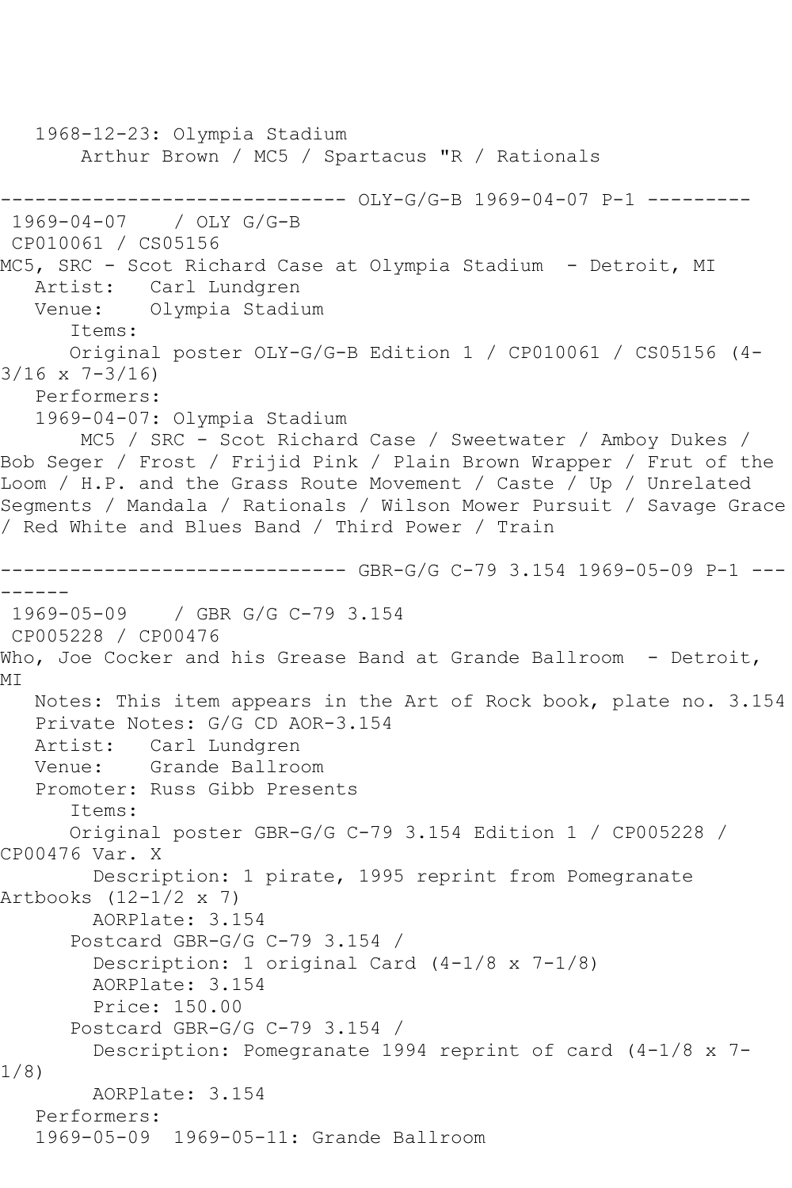1968-12-23: Olympia Stadium
       Arthur Brown / MC5 / Spartacus "R / Rationals

------------------------------ OLY-G/G-B 1969-04-07 P-1 ---------

1969-04-07    / OLY G/G-B
CP010061 / CS05156
MC5, SRC - Scot Richard Case at Olympia Stadium  - Detroit, MI
   Artist:   Carl Lundgren
   Venue:    Olympia Stadium
      Items:
      Original poster OLY-G/G-B Edition 1 / CP010061 / CS05156 (4-3/16 x 7-3/16)
   Performers:
   1969-04-07: Olympia Stadium
       MC5 / SRC - Scot Richard Case / Sweetwater / Amboy Dukes / Bob Seger / Frost / Frijid Pink / Plain Brown Wrapper / Frut of the Loom / H.P. and the Grass Route Movement / Caste / Up / Unrelated Segments / Mandala / Rationals / Wilson Mower Pursuit / Savage Grace / Red White and Blues Band / Third Power / Train

------------------------------ GBR-G/G C-79 3.154 1969-05-09 P-1 ---------

1969-05-09    / GBR G/G C-79 3.154
CP005228 / CP00476
Who, Joe Cocker and his Grease Band at Grande Ballroom  - Detroit, MI
   Notes: This item appears in the Art of Rock book, plate no. 3.154
   Private Notes: G/G CD AOR-3.154
   Artist:   Carl Lundgren
   Venue:    Grande Ballroom
   Promoter: Russ Gibb Presents
      Items:
      Original poster GBR-G/G C-79 3.154 Edition 1 / CP005228 / CP00476 Var. X
        Description: 1 pirate, 1995 reprint from Pomegranate Artbooks (12-1/2 x 7)
        AORPlate: 3.154
      Postcard GBR-G/G C-79 3.154 /
        Description: 1 original Card (4-1/8 x 7-1/8)
        AORPlate: 3.154
        Price: 150.00
      Postcard GBR-G/G C-79 3.154 /
        Description: Pomegranate 1994 reprint of card (4-1/8 x 7-1/8)
        AORPlate: 3.154
   Performers:
   1969-05-09  1969-05-11: Grande Ballroom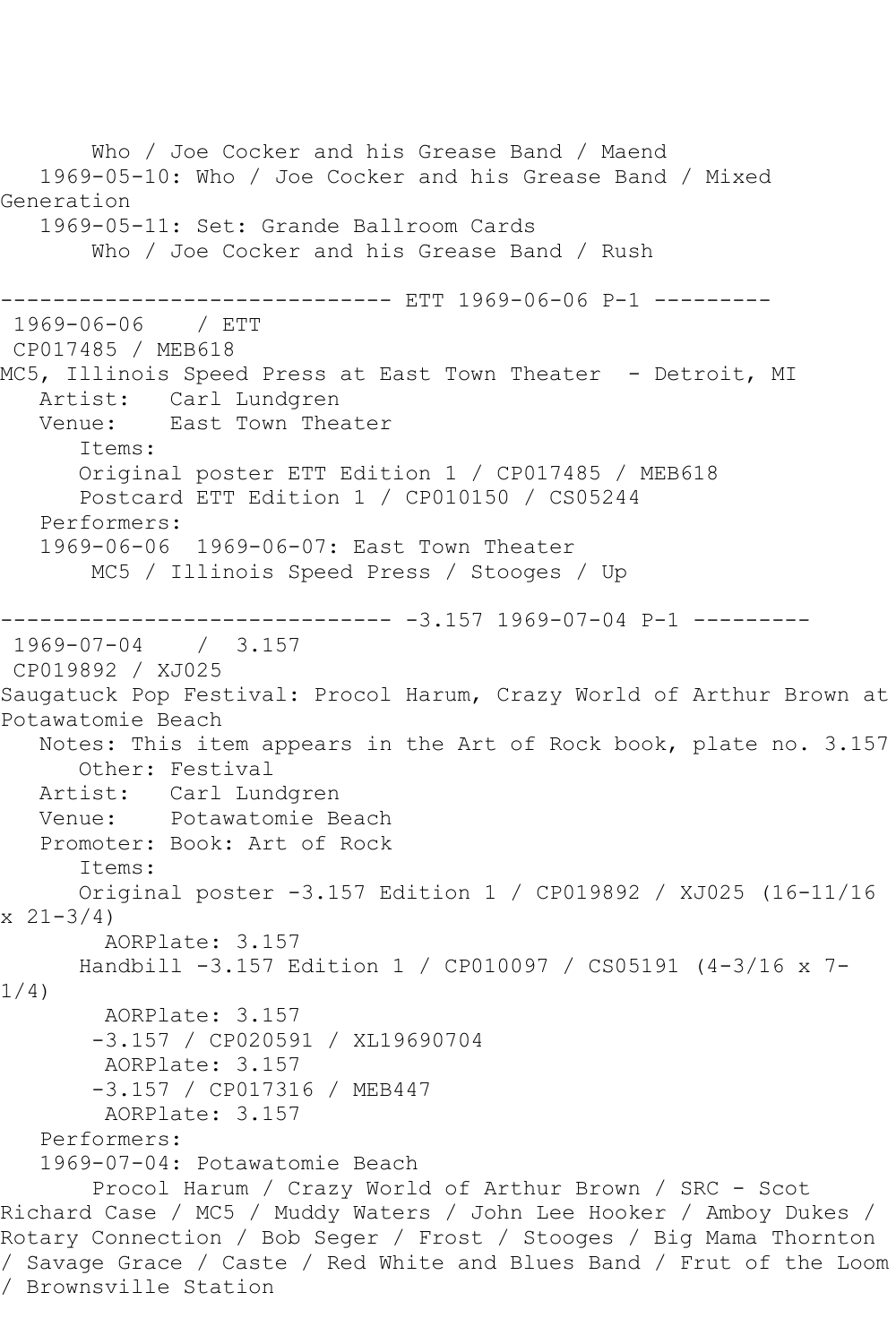Who / Joe Cocker and his Grease Band / Maend
1969-05-10: Who / Joe Cocker and his Grease Band / Mixed Generation
1969-05-11: Set: Grande Ballroom Cards
Who / Joe Cocker and his Grease Band / Rush

------------------------------ ETT 1969-06-06 P-1 ---------

1969-06-06 / ETT
CP017485 / MEB618
MC5, Illinois Speed Press at East Town Theater - Detroit, MI
Artist: Carl Lundgren
Venue: East Town Theater
Items:
Original poster ETT Edition 1 / CP017485 / MEB618
Postcard ETT Edition 1 / CP010150 / CS05244
Performers:
1969-06-06 1969-06-07: East Town Theater
MC5 / Illinois Speed Press / Stooges / Up

------------------------------ -3.157 1969-07-04 P-1 ---------

1969-07-04 / 3.157
CP019892 / XJ025
Saugatuck Pop Festival: Procol Harum, Crazy World of Arthur Brown at Potawatomie Beach
Notes: This item appears in the Art of Rock book, plate no. 3.157
Other: Festival
Artist: Carl Lundgren
Venue: Potawatomie Beach
Promoter: Book: Art of Rock
Items:
Original poster -3.157 Edition 1 / CP019892 / XJ025 (16-11/16 x 21-3/4)
AORPlate: 3.157
Handbill -3.157 Edition 1 / CP010097 / CS05191 (4-3/16 x 7-1/4)
AORPlate: 3.157
-3.157 / CP020591 / XL19690704
AORPlate: 3.157
-3.157 / CP017316 / MEB447
AORPlate: 3.157
Performers:
1969-07-04: Potawatomie Beach
Procol Harum / Crazy World of Arthur Brown / SRC - Scot Richard Case / MC5 / Muddy Waters / John Lee Hooker / Amboy Dukes / Rotary Connection / Bob Seger / Frost / Stooges / Big Mama Thornton / Savage Grace / Caste / Red White and Blues Band / Frut of the Loom / Brownsville Station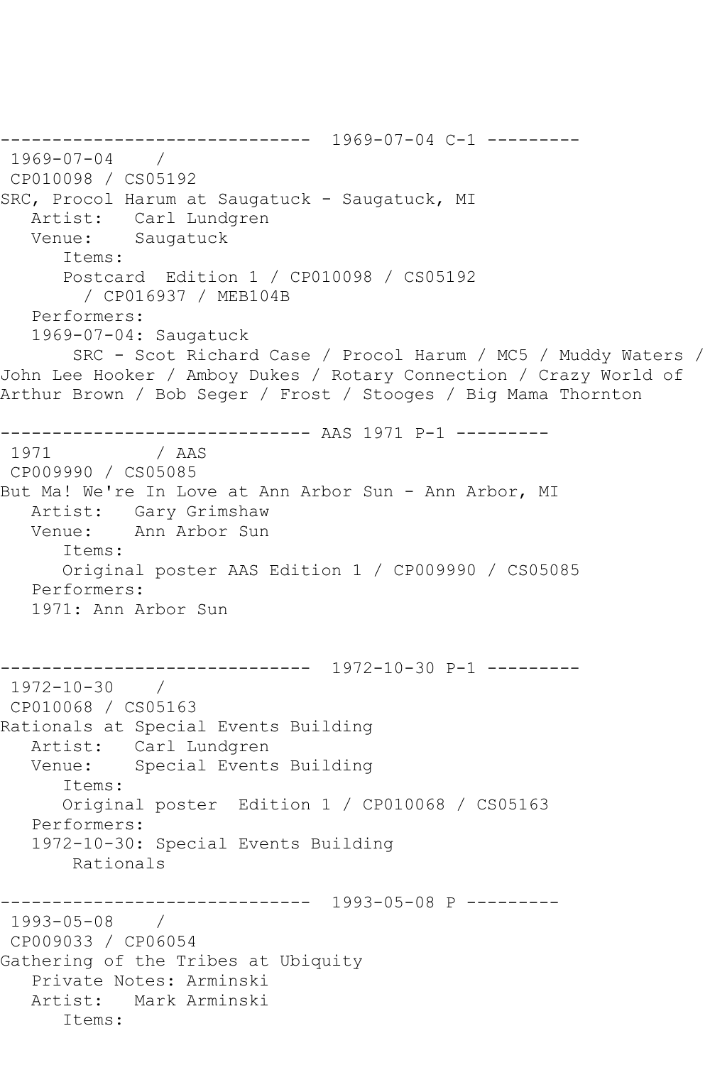```
------------------------------  1969-07-04 C-1 ---------
 1969-07-04    /
 CP010098 / CS05192
SRC, Procol Harum at Saugatuck - Saugatuck, MI
   Artist:   Carl Lundgren
   Venue:    Saugatuck
      Items:
      Postcard  Edition 1 / CP010098 / CS05192
        / CP016937 / MEB104B
   Performers:
   1969-07-04: Saugatuck
       SRC - Scot Richard Case / Procol Harum / MC5 / Muddy Waters /
John Lee Hooker / Amboy Dukes / Rotary Connection / Crazy World of
Arthur Brown / Bob Seger / Frost / Stooges / Big Mama Thornton

------------------------------ AAS 1971 P-1 ---------
 1971          / AAS
 CP009990 / CS05085
But Ma! We're In Love at Ann Arbor Sun - Ann Arbor, MI
   Artist:   Gary Grimshaw
   Venue:    Ann Arbor Sun
      Items:
      Original poster AAS Edition 1 / CP009990 / CS05085
   Performers:
   1971: Ann Arbor Sun


------------------------------  1972-10-30 P-1 ---------
 1972-10-30    /
 CP010068 / CS05163
Rationals at Special Events Building
   Artist:   Carl Lundgren
   Venue:    Special Events Building
      Items:
      Original poster  Edition 1 / CP010068 / CS05163
   Performers:
   1972-10-30: Special Events Building
       Rationals

------------------------------  1993-05-08 P ---------
 1993-05-08    /
 CP009033 / CP06054
Gathering of the Tribes at Ubiquity
   Private Notes: Arminski
   Artist:   Mark Arminski
      Items:
```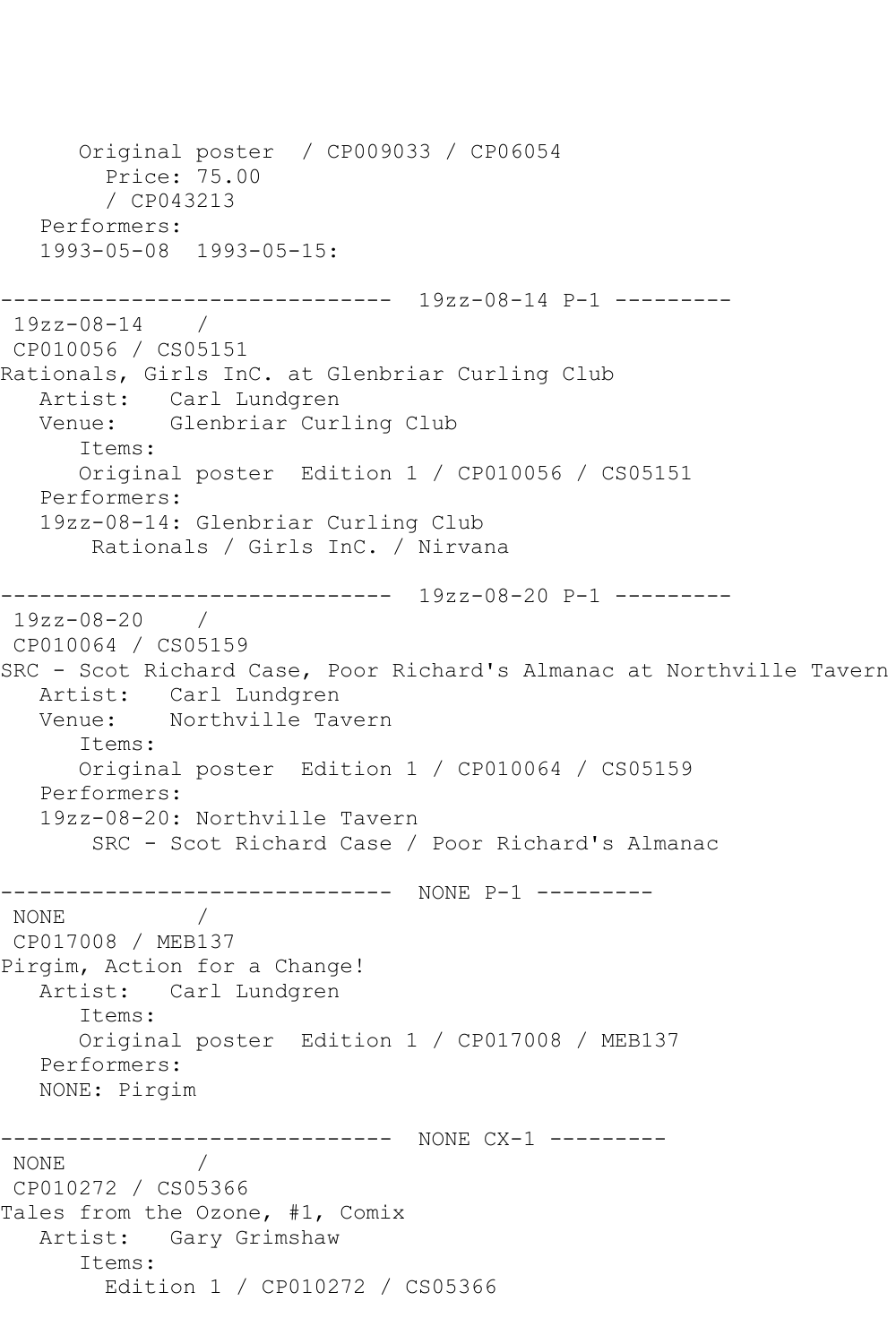```
      Original poster  / CP009033 / CP06054
        Price: 75.00
        / CP043213
   Performers:
   1993-05-08  1993-05-15:

------------------------------  19zz-08-14 P-1 ---------
 19zz-08-14    /
 CP010056 / CS05151
Rationals, Girls InC. at Glenbriar Curling Club
   Artist:   Carl Lundgren
   Venue:    Glenbriar Curling Club
      Items:
      Original poster  Edition 1 / CP010056 / CS05151
   Performers:
   19zz-08-14: Glenbriar Curling Club
       Rationals / Girls InC. / Nirvana

------------------------------  19zz-08-20 P-1 ---------
 19zz-08-20    /
 CP010064 / CS05159
SRC - Scot Richard Case, Poor Richard's Almanac at Northville Tavern
   Artist:   Carl Lundgren
   Venue:    Northville Tavern
      Items:
      Original poster  Edition 1 / CP010064 / CS05159
   Performers:
   19zz-08-20: Northville Tavern
       SRC - Scot Richard Case / Poor Richard's Almanac

------------------------------  NONE P-1 ---------
 NONE          /
 CP017008 / MEB137
Pirgim, Action for a Change!
   Artist:   Carl Lundgren
      Items:
      Original poster  Edition 1 / CP017008 / MEB137
   Performers:
   NONE: Pirgim

------------------------------  NONE CX-1 ---------
 NONE          /
 CP010272 / CS05366
Tales from the Ozone, #1, Comix
   Artist:   Gary Grimshaw
      Items:
        Edition 1 / CP010272 / CS05366
```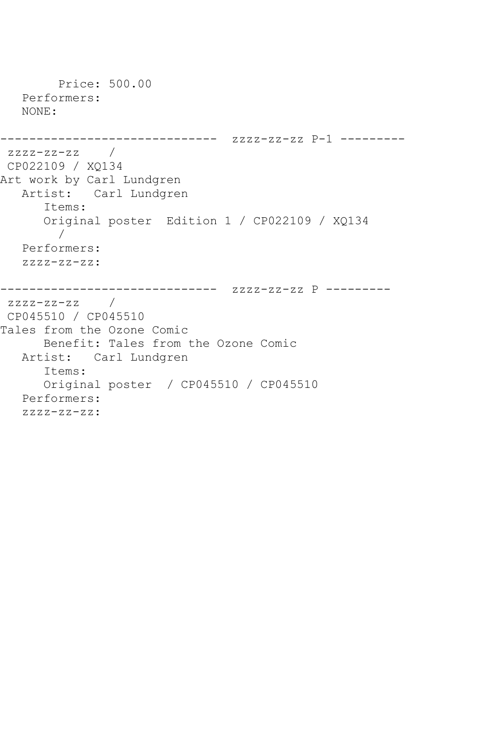Price: 500.00
Performers:
NONE:

------------------------------ zzzz-zz-zz P-1 ---------
zzzz-zz-zz /
CP022109 / XQ134
Art work by Carl Lundgren
Artist: Carl Lundgren
Items:
Original poster Edition 1 / CP022109 / XQ134
/
Performers:
zzzz-zz-zz:

------------------------------ zzzz-zz-zz P ---------
zzzz-zz-zz /
CP045510 / CP045510
Tales from the Ozone Comic
Benefit: Tales from the Ozone Comic
Artist: Carl Lundgren
Items:
Original poster / CP045510 / CP045510
Performers:
zzzz-zz-zz: